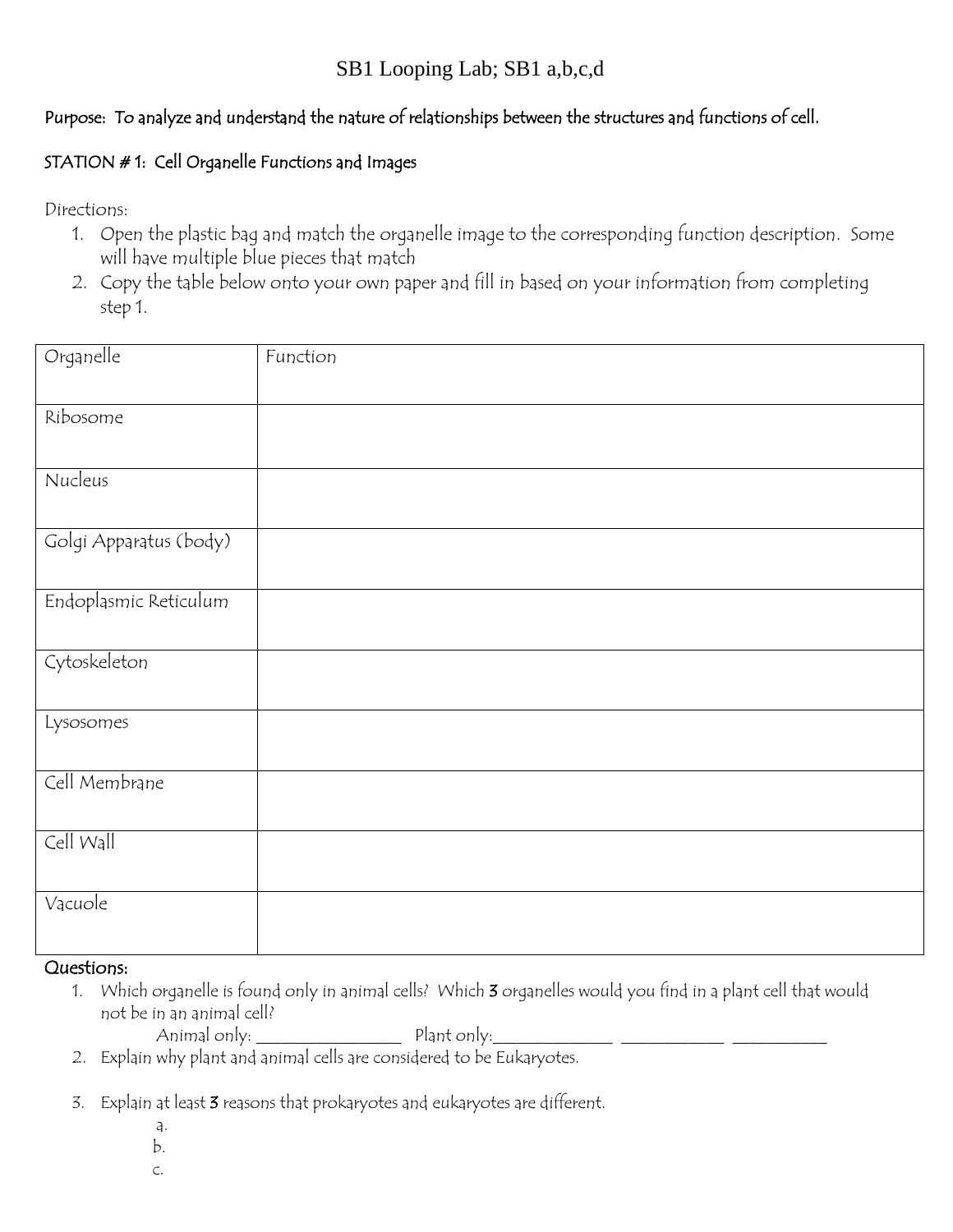# SB1 Looping Lab; SB1 a,b,c,d

Purpose: To analyze and understand the nature of relationships between the structures and functions of cell.

## STATION # 1: Cell Organelle Functions and Images

Directions:

1. Open the plastic bag and match the organelle image to the corresponding function description. Some will have multiple blue pieces that match
2. Copy the table below onto your own paper and fill in based on your information from completing step 1.

| Organelle | Function |
|---|---|
| Ribosome | |
| Nucleus | |
| Golgi Apparatus (body) | |
| Endoplasmic Reticulum | |
| Cytoskeleton | |
| Lysosomes | |
| Cell Membrane | |
| Cell Wall | |
| Vacuole | |

**Questions:**

1. Which organelle is found only in animal cells? Which **3** organelles would you find in a plant cell that would not be in an animal cell?

   Animal only: ________________ Plant only:______________ ____________ ___________

2. Explain why plant and animal cells are considered to be Eukaryotes.

3. Explain at least **3** reasons that prokaryotes and eukaryotes are different.

   a.

   b.

   c.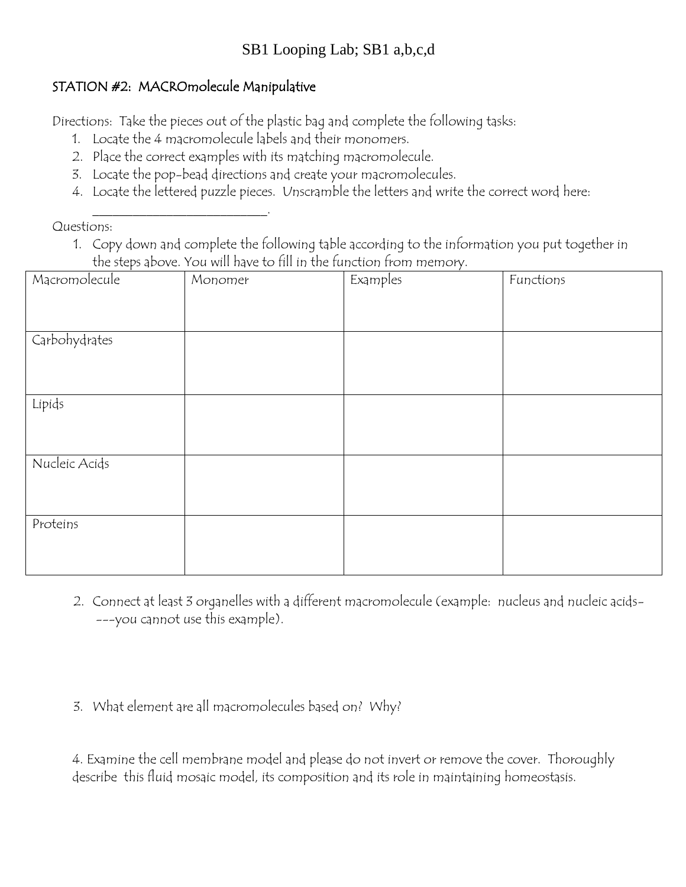# SB1 Looping Lab; SB1 a,b,c,d

## STATION #2: MACROmolecule Manipulative

Directions: Take the pieces out of the plastic bag and complete the following tasks:

1. Locate the 4 macromolecule labels and their monomers.
2. Place the correct examples with its matching macromolecule.
3. Locate the pop-bead directions and create your macromolecules.
4. Locate the lettered puzzle pieces. Unscramble the letters and write the correct word here: ___________________________.

Questions:

1. Copy down and complete the following table according to the information you put together in the steps above. You will have to fill in the function from memory.

| Macromolecule | Monomer | Examples | Functions |
|---|---|---|---|
| Carbohydrates | | | |
| Lipids | | | |
| Nucleic Acids | | | |
| Proteins | | | |

2. Connect at least 3 organelles with a different macromolecule (example: nucleus and nucleic acids----you cannot use this example).

3. What element are all macromolecules based on? Why?

4. Examine the cell membrane model and please do not invert or remove the cover. Thoroughly describe this fluid mosaic model, its composition and its role in maintaining homeostasis.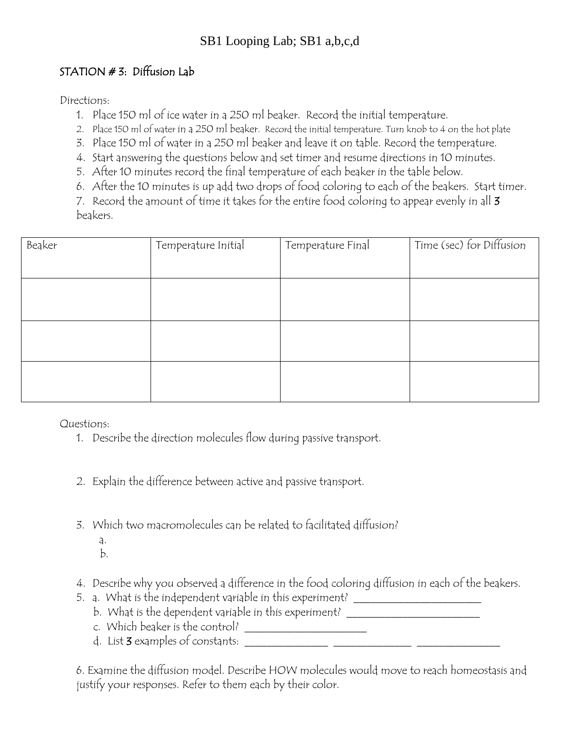# SB1 Looping Lab; SB1 a,b,c,d

## STATION # 3: Diffusion Lab

Directions:

1. Place 150 ml of ice water in a 250 ml beaker. Record the initial temperature.
2. Place 150 ml of water in a 250 ml beaker. Record the initial temperature. Turn knob to 4 on the hot plate
3. Place 150 ml of water in a 250 ml beaker and leave it on table. Record the temperature.
4. Start answering the questions below and set timer and resume directions in 10 minutes.
5. After 10 minutes record the final temperature of each beaker in the table below.
6. After the 10 minutes is up add two drops of food coloring to each of the beakers. Start timer.
7. Record the amount of time it takes for the entire food coloring to appear evenly in all **3** beakers.

| Beaker | Temperature Initial | Temperature Final | Time (sec) for Diffusion |
|---|---|---|---|
| | | | |
| | | | |
| | | | |

Questions:

1. Describe the direction molecules flow during passive transport.

2. Explain the difference between active and passive transport.

3. Which two macromolecules can be related to facilitated diffusion?
   a.
   b.

4. Describe why you observed a difference in the food coloring diffusion in each of the beakers.
5. a. What is the independent variable in this experiment? ______________________
   b. What is the dependent variable in this experiment? ______________________
   c. Which beaker is the control? ______________________
   d. List **3** examples of constants: ______________ ______________ ______________

6. Examine the diffusion model. Describe HOW molecules would move to reach homeostasis and justify your responses. Refer to them each by their color.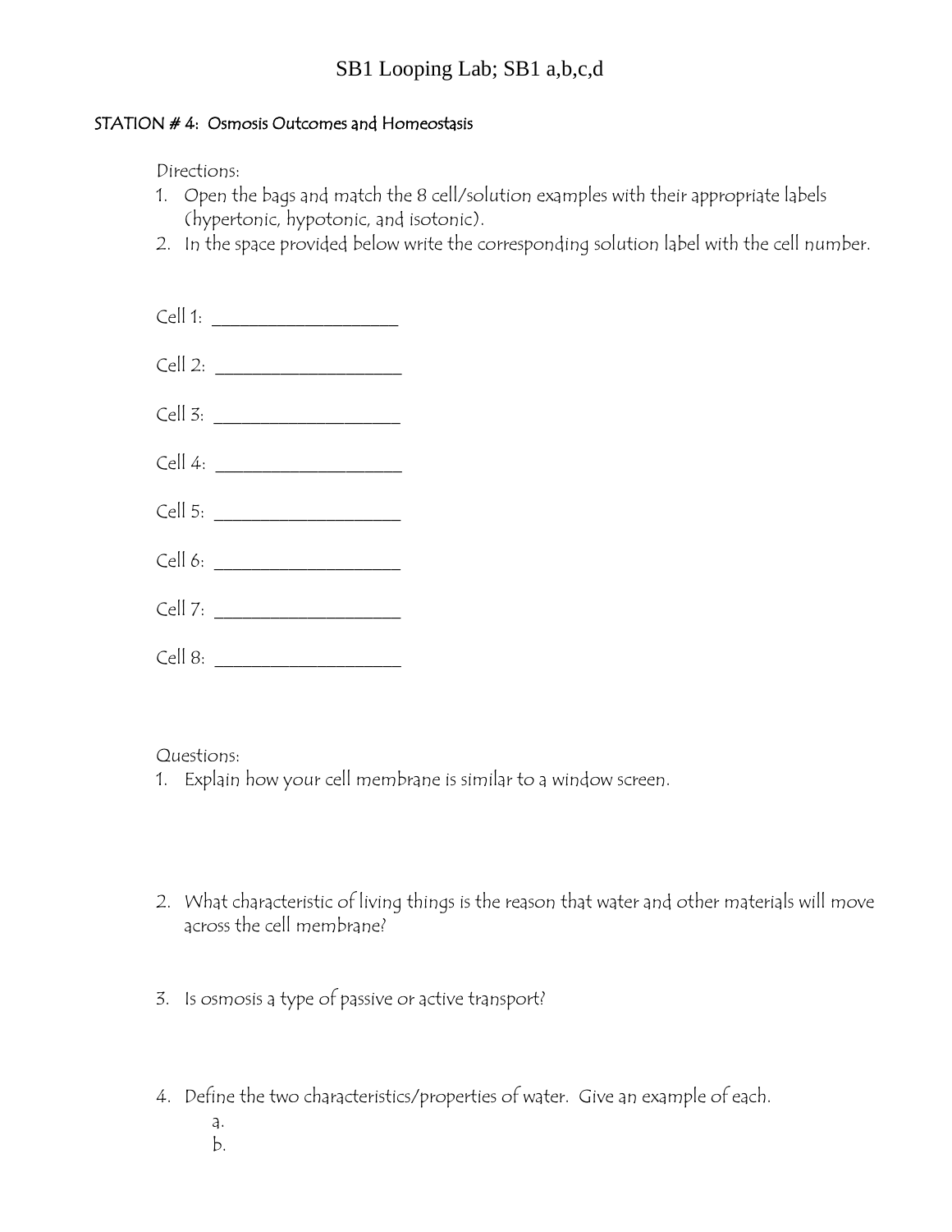# SB1 Looping Lab; SB1 a,b,c,d

## STATION # 4: Osmosis Outcomes and Homeostasis

Directions:

1. Open the bags and match the 8 cell/solution examples with their appropriate labels (hypertonic, hypotonic, and isotonic).
2. In the space provided below write the corresponding solution label with the cell number.

Cell 1: ___________________

Cell 2: ___________________

Cell 3: ___________________

Cell 4: ___________________

Cell 5: ___________________

Cell 6: ___________________

Cell 7: ___________________

Cell 8: ___________________

Questions:

1. Explain how your cell membrane is similar to a window screen.

2. What characteristic of living things is the reason that water and other materials will move across the cell membrane?

3. Is osmosis a type of passive or active transport?

4. Define the two characteristics/properties of water. Give an example of each.
   a.
   b.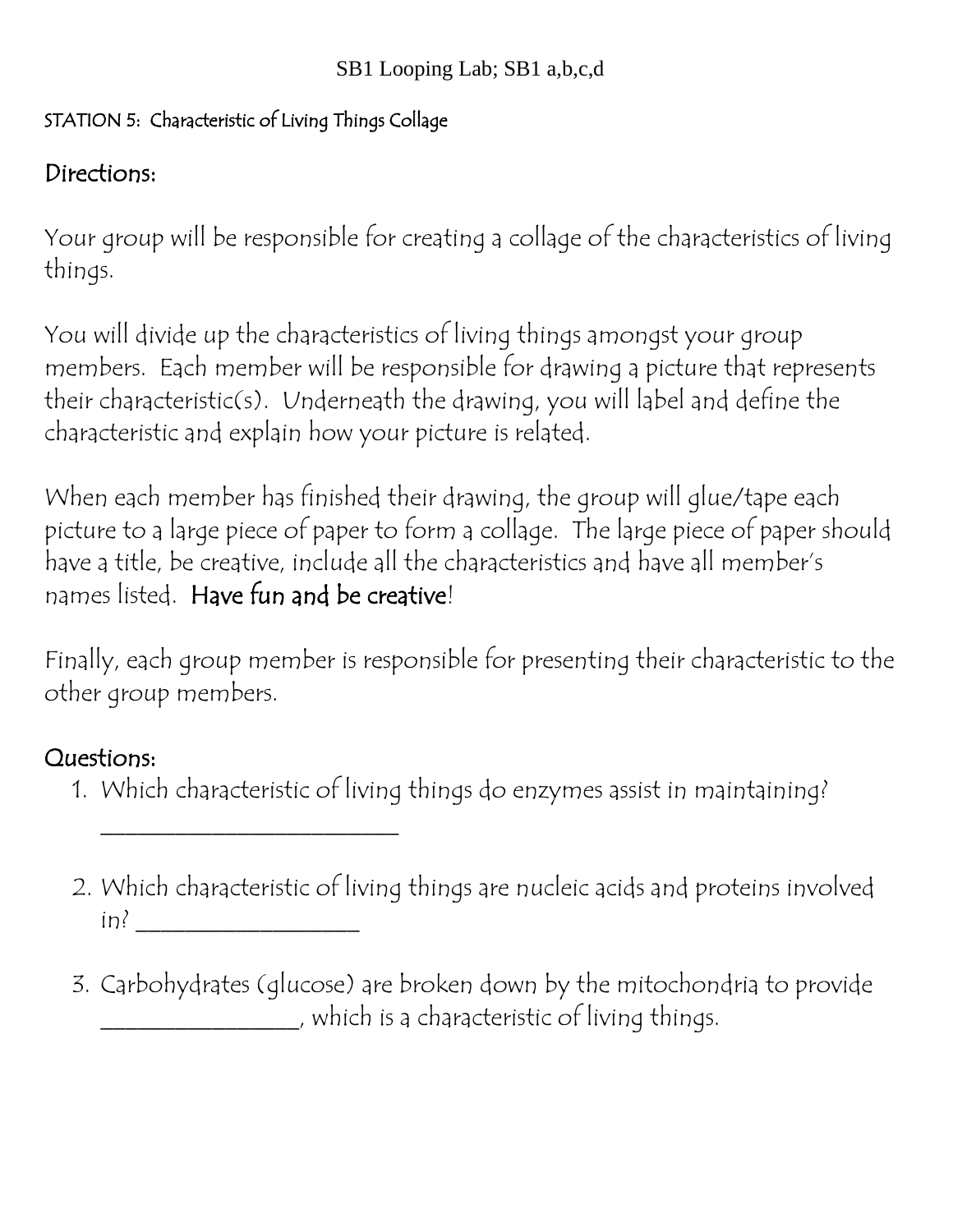SB1 Looping Lab; SB1 a,b,c,d

STATION 5: Characteristic of Living Things Collage

## Directions:

Your group will be responsible for creating a collage of the characteristics of living things.

You will divide up the characteristics of living things amongst your group members. Each member will be responsible for drawing a picture that represents their characteristic(s). Underneath the drawing, you will label and define the characteristic and explain how your picture is related.

When each member has finished their drawing, the group will glue/tape each picture to a large piece of paper to form a collage. The large piece of paper should have a title, be creative, include all the characteristics and have all member's names listed. **Have fun and be creative**!

Finally, each group member is responsible for presenting their characteristic to the other group members.

## Questions:

1. Which characteristic of living things do enzymes assist in maintaining? _________________________

2. Which characteristic of living things are nucleic acids and proteins involved in? ___________________

3. Carbohydrates (glucose) are broken down by the mitochondria to provide _________________, which is a characteristic of living things.